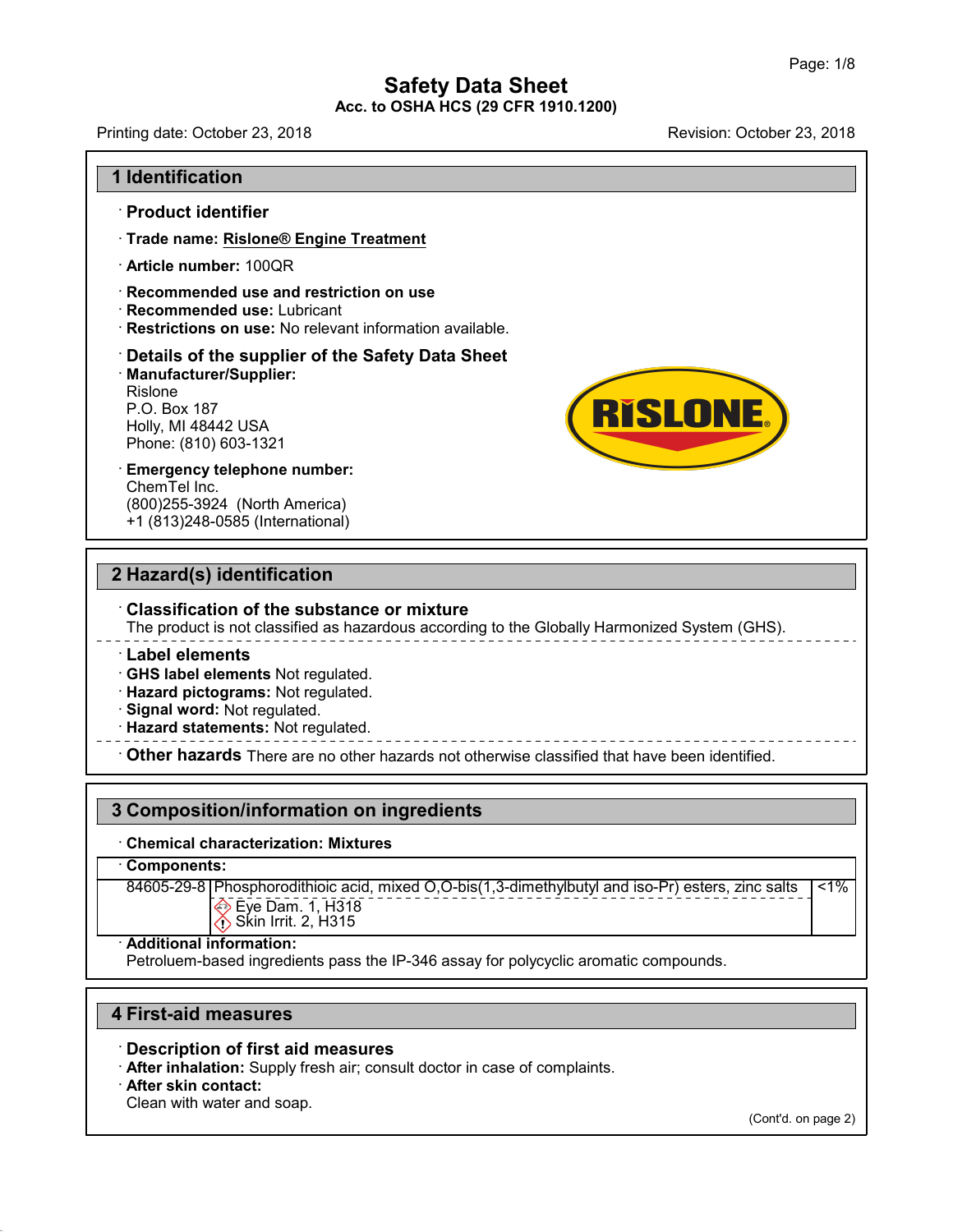# Safety Data Sheet

**Acc. to OSHA HCS (29 CFR 1910.1200)**

Printing date: October 23, 2018 Revision: October 23, 2018

## 1 Identification

· **Product identifier**

· **Trade name: Rislone® Engine Treatment**

· **Article number:** 100QR

· **Recommended use and restriction on use**
· **Recommended use:** Lubricant
· **Restrictions on use:** No relevant information available.

· **Details of the supplier of the Safety Data Sheet**
· **Manufacturer/Supplier:**
Rislone
P.O. Box 187
Holly, MI 48442 USA
Phone: (810) 603-1321

· **Emergency telephone number:**
ChemTel Inc.
(800)255-3924 (North America)
+1 (813)248-0585 (International)

## 2 Hazard(s) identification

· **Classification of the substance or mixture**
The product is not classified as hazardous according to the Globally Harmonized System (GHS).

· **Label elements**
· **GHS label elements** Not regulated.
· **Hazard pictograms:** Not regulated.
· **Signal word:** Not regulated.
· **Hazard statements:** Not regulated.

· **Other hazards** There are no other hazards not otherwise classified that have been identified.

## 3 Composition/information on ingredients

· **Chemical characterization: Mixtures**

| · **Components:** | | |
|---|---|---|
| 84605-29-8 | Phosphorodithioic acid, mixed O,O-bis(1,3-dimethylbutyl and iso-Pr) esters, zinc salts<br>Eye Dam. 1, H318<br>Skin Irrit. 2, H315 | <1% |

· **Additional information:**
Petroluem-based ingredients pass the IP-346 assay for polycyclic aromatic compounds.

## 4 First-aid measures

· **Description of first aid measures**
· **After inhalation:** Supply fresh air; consult doctor in case of complaints.
· **After skin contact:**
Clean with water and soap.

(Cont'd. on page 2)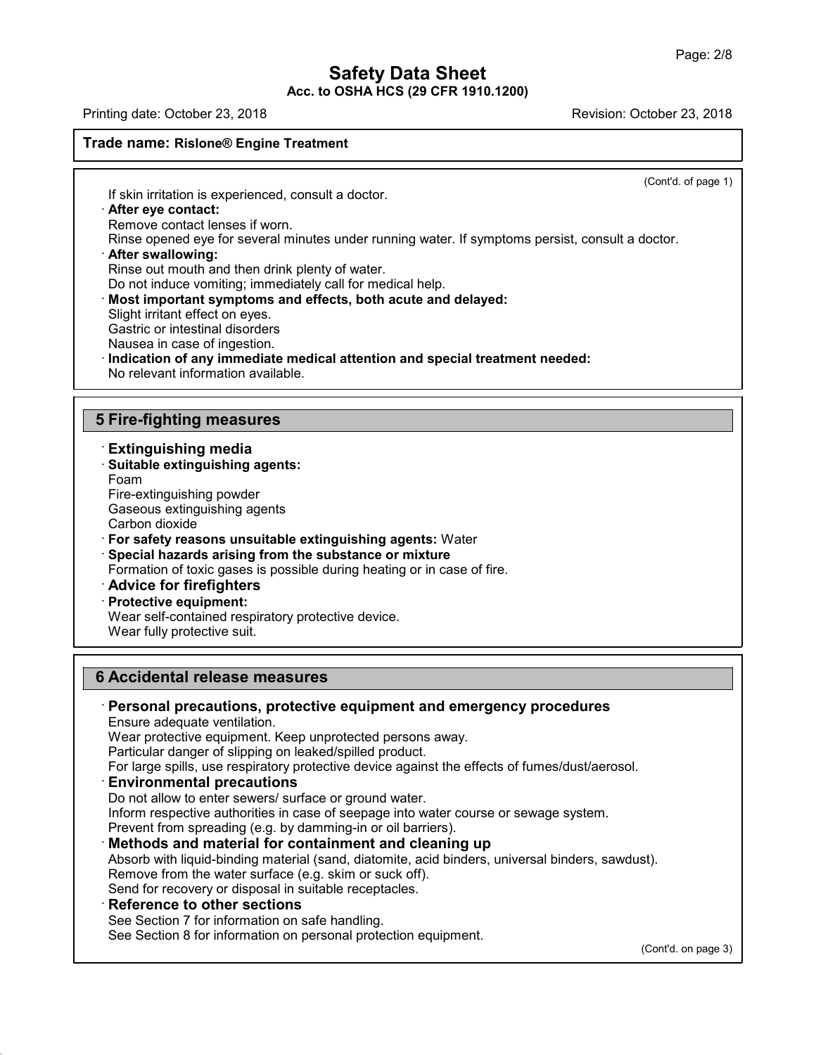(Cont'd. of page 1)

If skin irritation is experienced, consult a doctor.

· **After eye contact:**
Remove contact lenses if worn.
Rinse opened eye for several minutes under running water. If symptoms persist, consult a doctor.

· **After swallowing:**
Rinse out mouth and then drink plenty of water.
Do not induce vomiting; immediately call for medical help.

· **Most important symptoms and effects, both acute and delayed:**
Slight irritant effect on eyes.
Gastric or intestinal disorders
Nausea in case of ingestion.

· **Indication of any immediate medical attention and special treatment needed:**
No relevant information available.

## 5 Fire-fighting measures

· **Extinguishing media**

· **Suitable extinguishing agents:**
Foam
Fire-extinguishing powder
Gaseous extinguishing agents
Carbon dioxide

· **For safety reasons unsuitable extinguishing agents:** Water

· **Special hazards arising from the substance or mixture**
Formation of toxic gases is possible during heating or in case of fire.

· **Advice for firefighters**

· **Protective equipment:**
Wear self-contained respiratory protective device.
Wear fully protective suit.

## 6 Accidental release measures

· **Personal precautions, protective equipment and emergency procedures**
Ensure adequate ventilation.
Wear protective equipment. Keep unprotected persons away.
Particular danger of slipping on leaked/spilled product.
For large spills, use respiratory protective device against the effects of fumes/dust/aerosol.

· **Environmental precautions**
Do not allow to enter sewers/ surface or ground water.
Inform respective authorities in case of seepage into water course or sewage system.
Prevent from spreading (e.g. by damming-in or oil barriers).

· **Methods and material for containment and cleaning up**
Absorb with liquid-binding material (sand, diatomite, acid binders, universal binders, sawdust).
Remove from the water surface (e.g. skim or suck off).
Send for recovery or disposal in suitable receptacles.

· **Reference to other sections**
See Section 7 for information on safe handling.
See Section 8 for information on personal protection equipment.

(Cont'd. on page 3)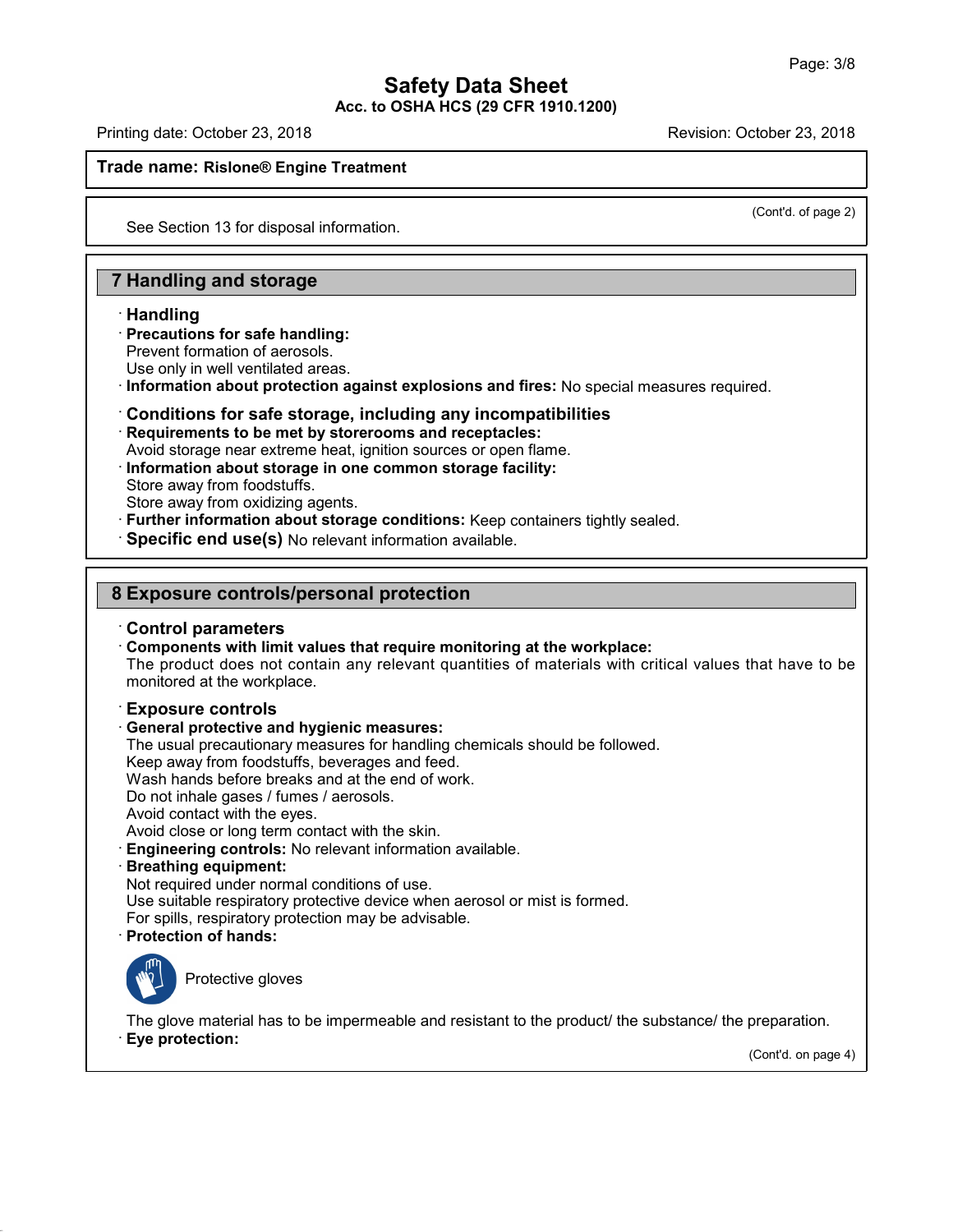Trade name: **Rislone® Engine Treatment**

(Cont'd. of page 2)

See Section 13 for disposal information.

## 7 Handling and storage

· **Handling**

· **Precautions for safe handling:**
Prevent formation of aerosols.
Use only in well ventilated areas.

· **Information about protection against explosions and fires:** No special measures required.

· **Conditions for safe storage, including any incompatibilities**

· **Requirements to be met by storerooms and receptacles:**
Avoid storage near extreme heat, ignition sources or open flame.

· **Information about storage in one common storage facility:**
Store away from foodstuffs.
Store away from oxidizing agents.

· **Further information about storage conditions:** Keep containers tightly sealed.

· **Specific end use(s)** No relevant information available.

## 8 Exposure controls/personal protection

· **Control parameters**

· **Components with limit values that require monitoring at the workplace:**
The product does not contain any relevant quantities of materials with critical values that have to be monitored at the workplace.

· **Exposure controls**

· **General protective and hygienic measures:**
The usual precautionary measures for handling chemicals should be followed.
Keep away from foodstuffs, beverages and feed.
Wash hands before breaks and at the end of work.
Do not inhale gases / fumes / aerosols.
Avoid contact with the eyes.
Avoid close or long term contact with the skin.

· **Engineering controls:** No relevant information available.

· **Breathing equipment:**
Not required under normal conditions of use.
Use suitable respiratory protective device when aerosol or mist is formed.
For spills, respiratory protection may be advisable.

· **Protection of hands:**

Protective gloves

The glove material has to be impermeable and resistant to the product/ the substance/ the preparation.

· **Eye protection:**

(Cont'd. on page 4)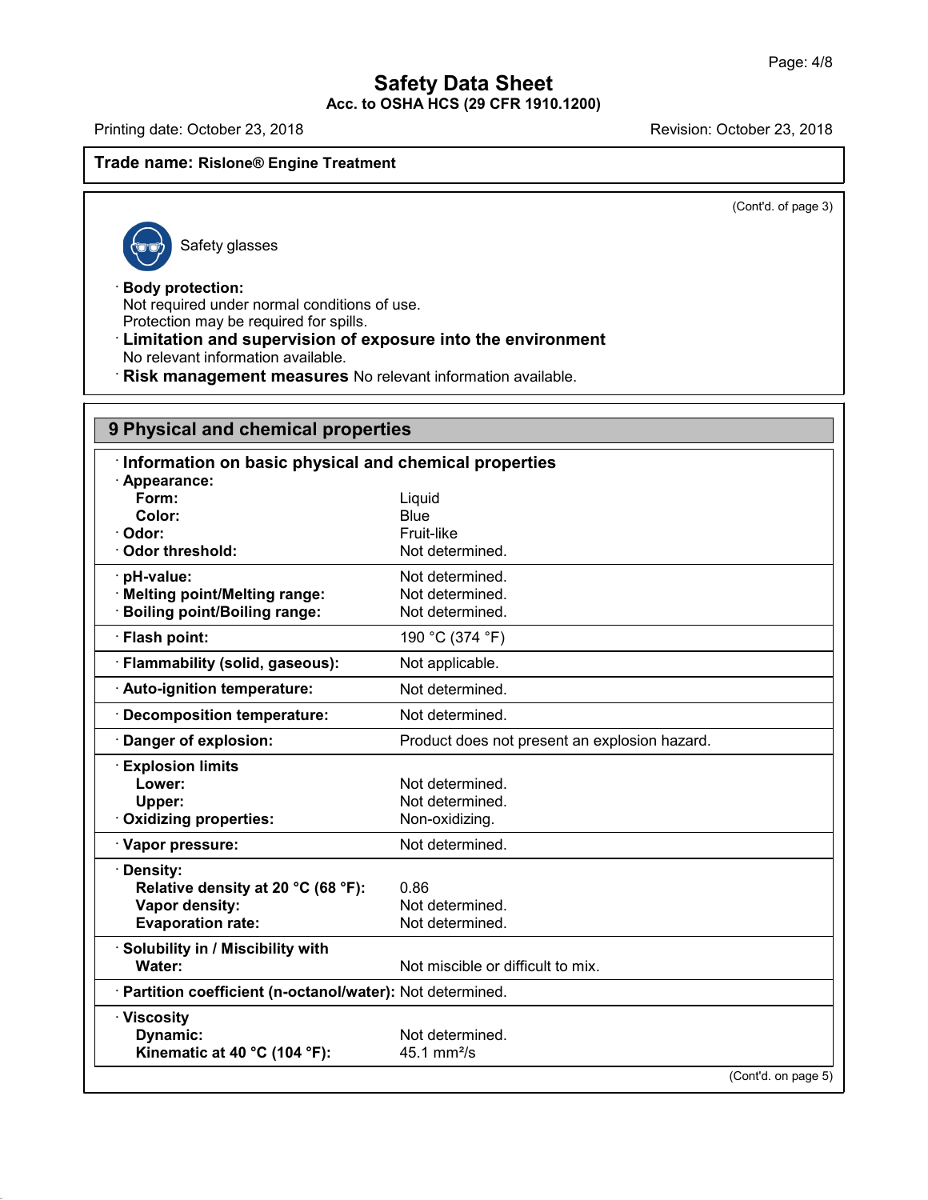**Trade name: Rislone® Engine Treatment**

(Cont'd. of page 3)

Safety glasses

· **Body protection:**
Not required under normal conditions of use.
Protection may be required for spills.

· **Limitation and supervision of exposure into the environment**
No relevant information available.

· **Risk management measures** No relevant information available.

## 9 Physical and chemical properties

| · **Information on basic physical and chemical properties** | |
|---|---|
| · **Appearance:** | |
| **Form:** | Liquid |
| **Color:** | Blue |
| · **Odor:** | Fruit-like |
| · **Odor threshold:** | Not determined. |
| · **pH-value:** | Not determined. |
| · **Melting point/Melting range:** | Not determined. |
| · **Boiling point/Boiling range:** | Not determined. |
| · **Flash point:** | 190 °C (374 °F) |
| · **Flammability (solid, gaseous):** | Not applicable. |
| · **Auto-ignition temperature:** | Not determined. |
| · **Decomposition temperature:** | Not determined. |
| · **Danger of explosion:** | Product does not present an explosion hazard. |
| · **Explosion limits** | |
| **Lower:** | Not determined. |
| **Upper:** | Not determined. |
| · **Oxidizing properties:** | Non-oxidizing. |
| · **Vapor pressure:** | Not determined. |
| · **Density:** | |
| **Relative density at 20 °C (68 °F):** | 0.86 |
| **Vapor density:** | Not determined. |
| **Evaporation rate:** | Not determined. |
| · **Solubility in / Miscibility with** | |
| **Water:** | Not miscible or difficult to mix. |
| · **Partition coefficient (n-octanol/water):** | Not determined. |
| · **Viscosity** | |
| **Dynamic:** | Not determined. |
| **Kinematic at 40 °C (104 °F):** | 45.1 $mm^2/s$ |

(Cont'd. on page 5)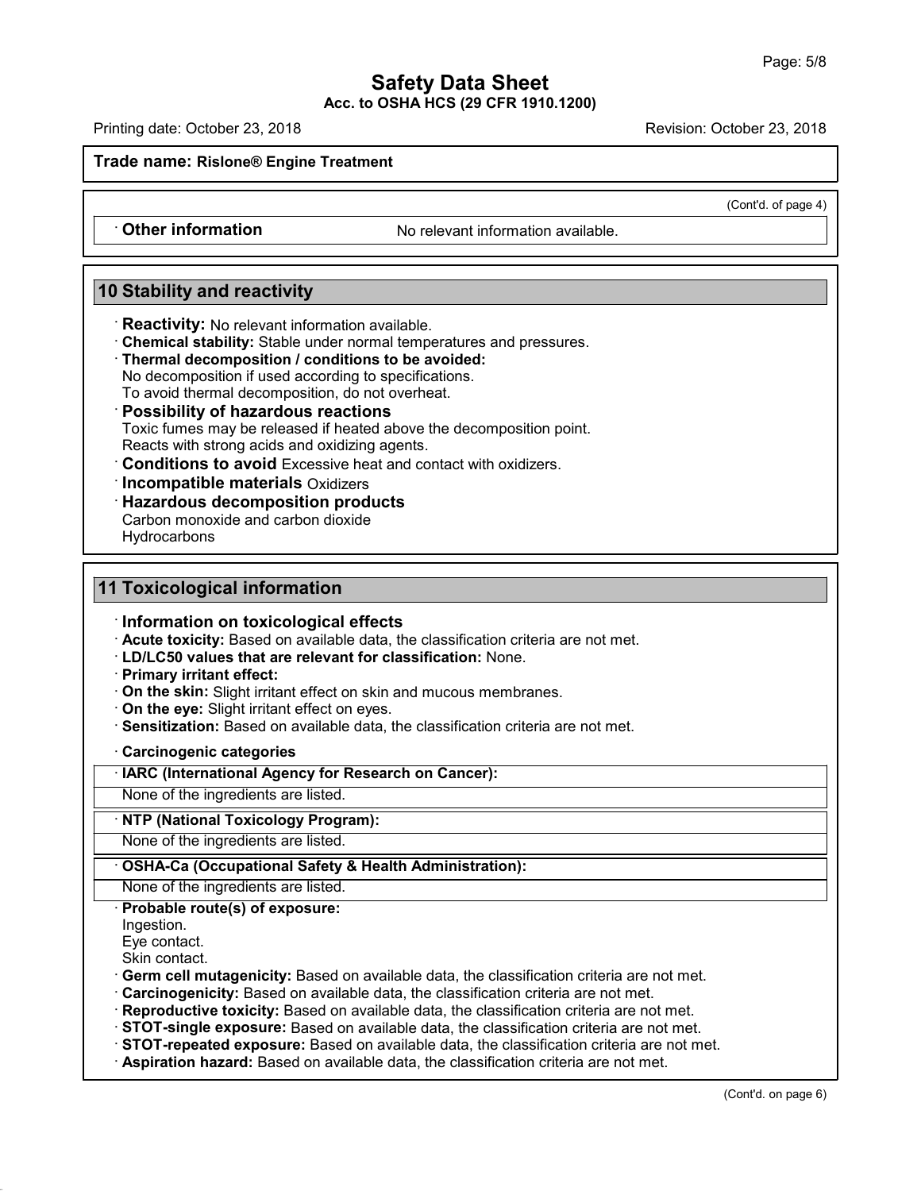(Cont'd. of page 4)

· **Other information** No relevant information available.

## 10 Stability and reactivity

· **Reactivity:** No relevant information available.
· **Chemical stability:** Stable under normal temperatures and pressures.
· **Thermal decomposition / conditions to be avoided:**
No decomposition if used according to specifications.
To avoid thermal decomposition, do not overheat.
· **Possibility of hazardous reactions**
Toxic fumes may be released if heated above the decomposition point.
Reacts with strong acids and oxidizing agents.
· **Conditions to avoid** Excessive heat and contact with oxidizers.
· **Incompatible materials** Oxidizers
· **Hazardous decomposition products**
Carbon monoxide and carbon dioxide
Hydrocarbons

## 11 Toxicological information

· **Information on toxicological effects**
· **Acute toxicity:** Based on available data, the classification criteria are not met.
· **LD/LC50 values that are relevant for classification:** None.
· **Primary irritant effect:**
· **On the skin:** Slight irritant effect on skin and mucous membranes.
· **On the eye:** Slight irritant effect on eyes.
· **Sensitization:** Based on available data, the classification criteria are not met.

· **Carcinogenic categories**

| · **IARC (International Agency for Research on Cancer):** |
| --- |
| None of the ingredients are listed. |

| · **NTP (National Toxicology Program):** |
| --- |
| None of the ingredients are listed. |

| · **OSHA-Ca (Occupational Safety & Health Administration):** |
| --- |
| None of the ingredients are listed. |

· **Probable route(s) of exposure:**
Ingestion.
Eye contact.
Skin contact.
· **Germ cell mutagenicity:** Based on available data, the classification criteria are not met.
· **Carcinogenicity:** Based on available data, the classification criteria are not met.
· **Reproductive toxicity:** Based on available data, the classification criteria are not met.
· **STOT-single exposure:** Based on available data, the classification criteria are not met.
· **STOT-repeated exposure:** Based on available data, the classification criteria are not met.
· **Aspiration hazard:** Based on available data, the classification criteria are not met.

(Cont'd. on page 6)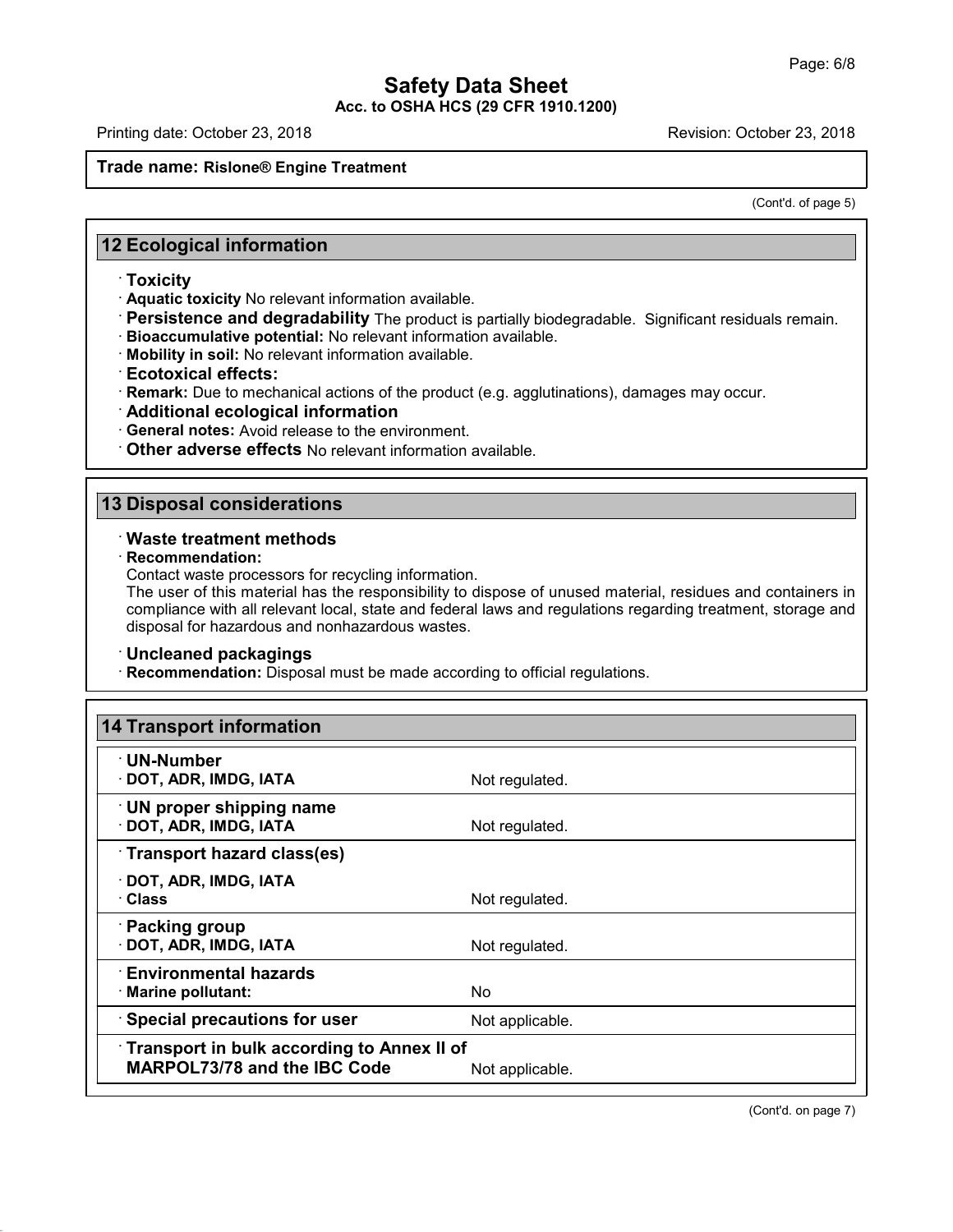Trade name: Rislone® Engine Treatment

(Cont'd. of page 5)

## 12 Ecological information

· **Toxicity**
· **Aquatic toxicity** No relevant information available.
· **Persistence and degradability** The product is partially biodegradable. Significant residuals remain.
· **Bioaccumulative potential:** No relevant information available.
· **Mobility in soil:** No relevant information available.
· **Ecotoxical effects:**
· **Remark:** Due to mechanical actions of the product (e.g. agglutinations), damages may occur.
· **Additional ecological information**
· **General notes:** Avoid release to the environment.
· **Other adverse effects** No relevant information available.

## 13 Disposal considerations

· **Waste treatment methods**
· **Recommendation:**
Contact waste processors for recycling information.
The user of this material has the responsibility to dispose of unused material, residues and containers in compliance with all relevant local, state and federal laws and regulations regarding treatment, storage and disposal for hazardous and nonhazardous wastes.

· **Uncleaned packagings**
· **Recommendation:** Disposal must be made according to official regulations.

## 14 Transport information

| | |
|---|---|
| · **UN-Number** | |
| · **DOT, ADR, IMDG, IATA** | Not regulated. |
| · **UN proper shipping name** | |
| · **DOT, ADR, IMDG, IATA** | Not regulated. |
| · **Transport hazard class(es)** | |
| · **DOT, ADR, IMDG, IATA** | |
| · **Class** | Not regulated. |
| · **Packing group** | |
| · **DOT, ADR, IMDG, IATA** | Not regulated. |
| · **Environmental hazards** | |
| · **Marine pollutant:** | No |
| · **Special precautions for user** | Not applicable. |
| · **Transport in bulk according to Annex II of MARPOL73/78 and the IBC Code** | Not applicable. |

(Cont'd. on page 7)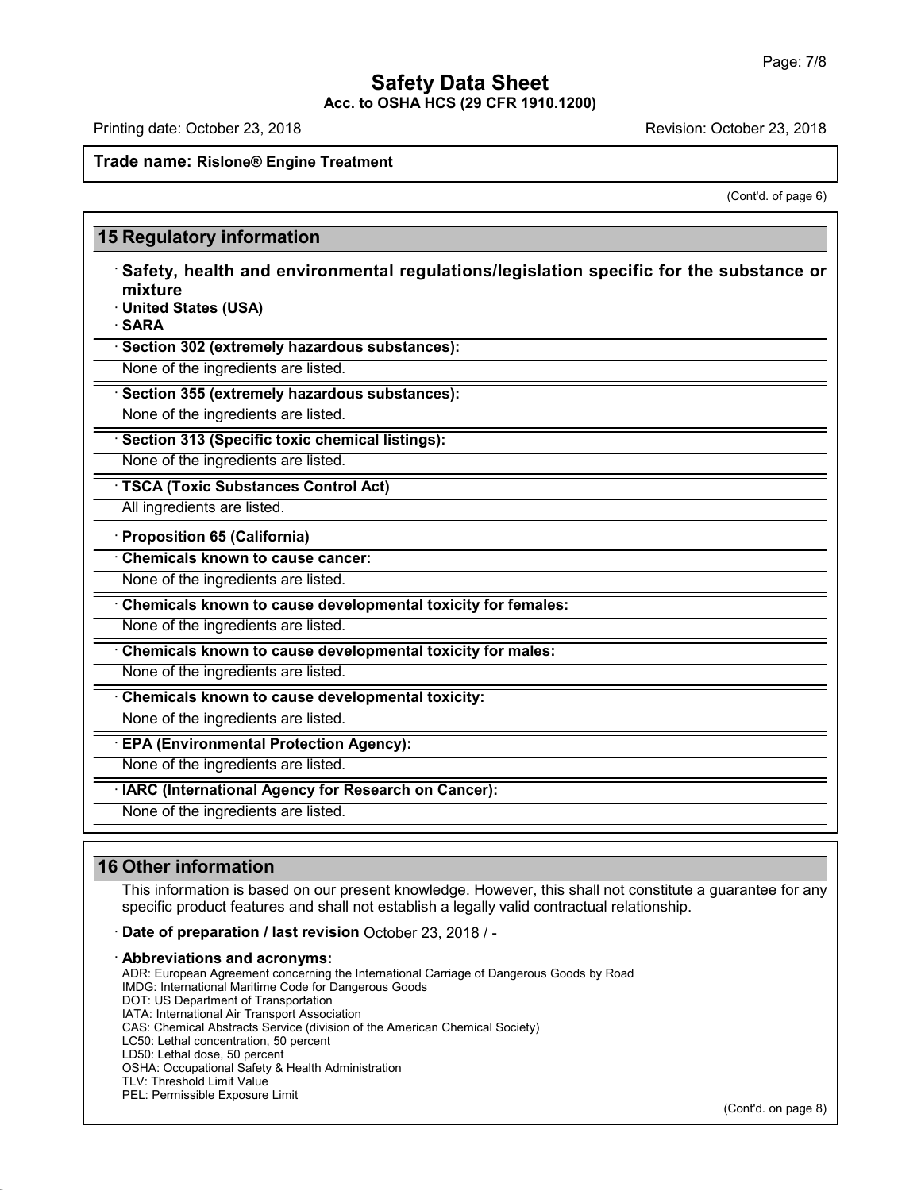(Cont'd. of page 6)

## 15 Regulatory information

· **Safety, health and environmental regulations/legislation specific for the substance or mixture**

· **United States (USA)**

· **SARA**

· **Section 302 (extremely hazardous substances):**

None of the ingredients are listed.

· **Section 355 (extremely hazardous substances):**

None of the ingredients are listed.

· **Section 313 (Specific toxic chemical listings):**

None of the ingredients are listed.

· **TSCA (Toxic Substances Control Act)**

All ingredients are listed.

· **Proposition 65 (California)**

· **Chemicals known to cause cancer:**

None of the ingredients are listed.

· **Chemicals known to cause developmental toxicity for females:**

None of the ingredients are listed.

· **Chemicals known to cause developmental toxicity for males:**

None of the ingredients are listed.

· **Chemicals known to cause developmental toxicity:**

None of the ingredients are listed.

· **EPA (Environmental Protection Agency):**

None of the ingredients are listed.

· **IARC (International Agency for Research on Cancer):**

None of the ingredients are listed.

## 16 Other information

This information is based on our present knowledge. However, this shall not constitute a guarantee for any specific product features and shall not establish a legally valid contractual relationship.

· **Date of preparation / last revision** October 23, 2018 / -

· **Abbreviations and acronyms:**

ADR: European Agreement concerning the International Carriage of Dangerous Goods by Road
IMDG: International Maritime Code for Dangerous Goods
DOT: US Department of Transportation
IATA: International Air Transport Association
CAS: Chemical Abstracts Service (division of the American Chemical Society)
LC50: Lethal concentration, 50 percent
LD50: Lethal dose, 50 percent
OSHA: Occupational Safety & Health Administration
TLV: Threshold Limit Value
PEL: Permissible Exposure Limit

(Cont'd. on page 8)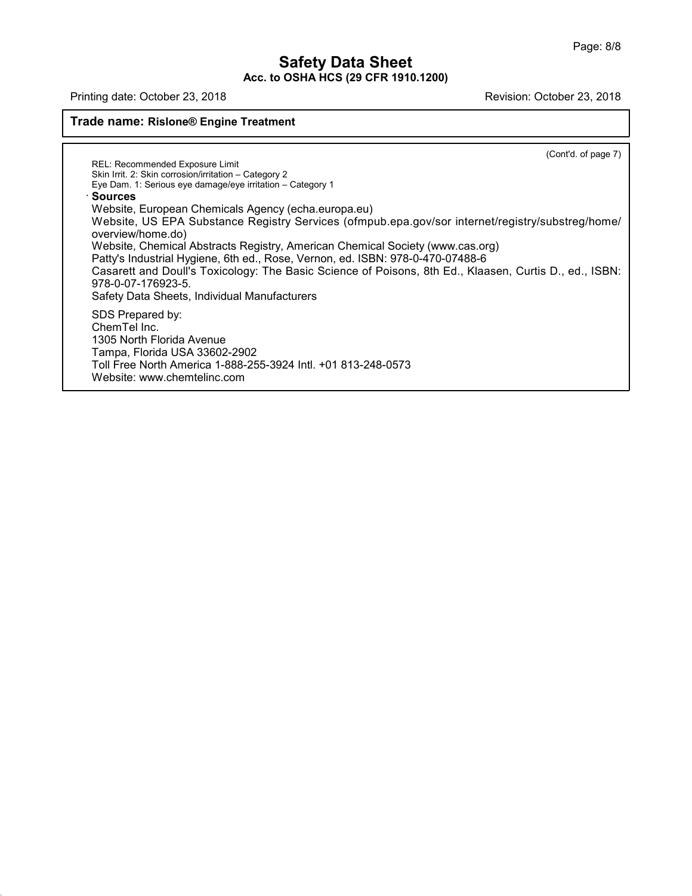**Trade name: Rislone® Engine Treatment**

(Cont'd. of page 7)

REL: Recommended Exposure Limit
Skin Irrit. 2: Skin corrosion/irritation – Category 2
Eye Dam. 1: Serious eye damage/eye irritation – Category 1

· **Sources**

Website, European Chemicals Agency (echa.europa.eu)
Website, US EPA Substance Registry Services (ofmpub.epa.gov/sor internet/registry/substreg/home/overview/home.do)
Website, Chemical Abstracts Registry, American Chemical Society (www.cas.org)
Patty's Industrial Hygiene, 6th ed., Rose, Vernon, ed. ISBN: 978-0-470-07488-6
Casarett and Doull's Toxicology: The Basic Science of Poisons, 8th Ed., Klaasen, Curtis D., ed., ISBN: 978-0-07-176923-5.
Safety Data Sheets, Individual Manufacturers

SDS Prepared by:
ChemTel Inc.
1305 North Florida Avenue
Tampa, Florida USA 33602-2902
Toll Free North America 1-888-255-3924 Intl. +01 813-248-0573
Website: www.chemtelinc.com